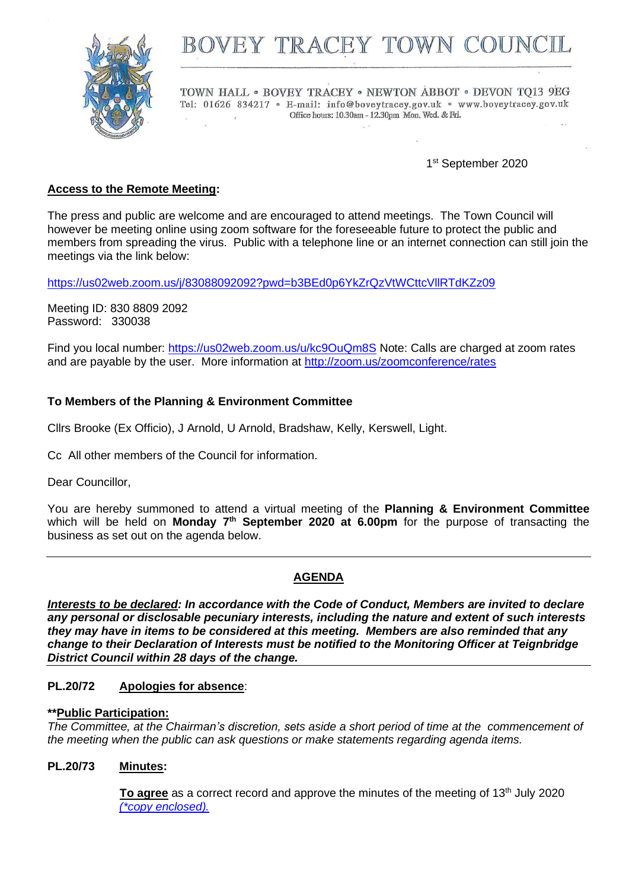# BOVEY TRACEY TOWN COUNCIL

TOWN HALL • BOVEY TRACEY • NEWTON ABBOT • DEVON TQ13 9EG
Tel: 01626 834217 • E-mail: info@boveytracey.gov.uk • www.boveytracey.gov.uk
Office hours: 10.30am - 12.30pm Mon. Wed. & Fri.

1st September 2020

**Access to the Remote Meeting:**

The press and public are welcome and are encouraged to attend meetings. The Town Council will however be meeting online using zoom software for the foreseeable future to protect the public and members from spreading the virus. Public with a telephone line or an internet connection can still join the meetings via the link below:

https://us02web.zoom.us/j/83088092092?pwd=b3BEd0p6YkZrQzVtWCttcVllRTdKZz09

Meeting ID: 830 8809 2092
Password: 330038

Find you local number: https://us02web.zoom.us/u/kc9OuQm8S Note: Calls are charged at zoom rates and are payable by the user. More information at http://zoom.us/zoomconference/rates

**To Members of the Planning & Environment Committee**

Cllrs Brooke (Ex Officio), J Arnold, U Arnold, Bradshaw, Kelly, Kerswell, Light.

Cc All other members of the Council for information.

Dear Councillor,

You are hereby summoned to attend a virtual meeting of the **Planning & Environment Committee** which will be held on **Monday 7th September 2020 at 6.00pm** for the purpose of transacting the business as set out on the agenda below.

---

## AGENDA

***Interests to be declared*: In accordance with the Code of Conduct, Members are invited to declare any personal or disclosable pecuniary interests, including the nature and extent of such interests they may have in items to be considered at this meeting. Members are also reminded that any change to their Declaration of Interests must be notified to the Monitoring Officer at Teignbridge District Council within 28 days of the change.**

---

**PL.20/72 Apologies for absence:**

****Public Participation:**
*The Committee, at the Chairman's discretion, sets aside a short period of time at the commencement of the meeting when the public can ask questions or make statements regarding agenda items.*

**PL.20/73 Minutes:**

**To agree** as a correct record and approve the minutes of the meeting of 13th July 2020 *(*copy enclosed).*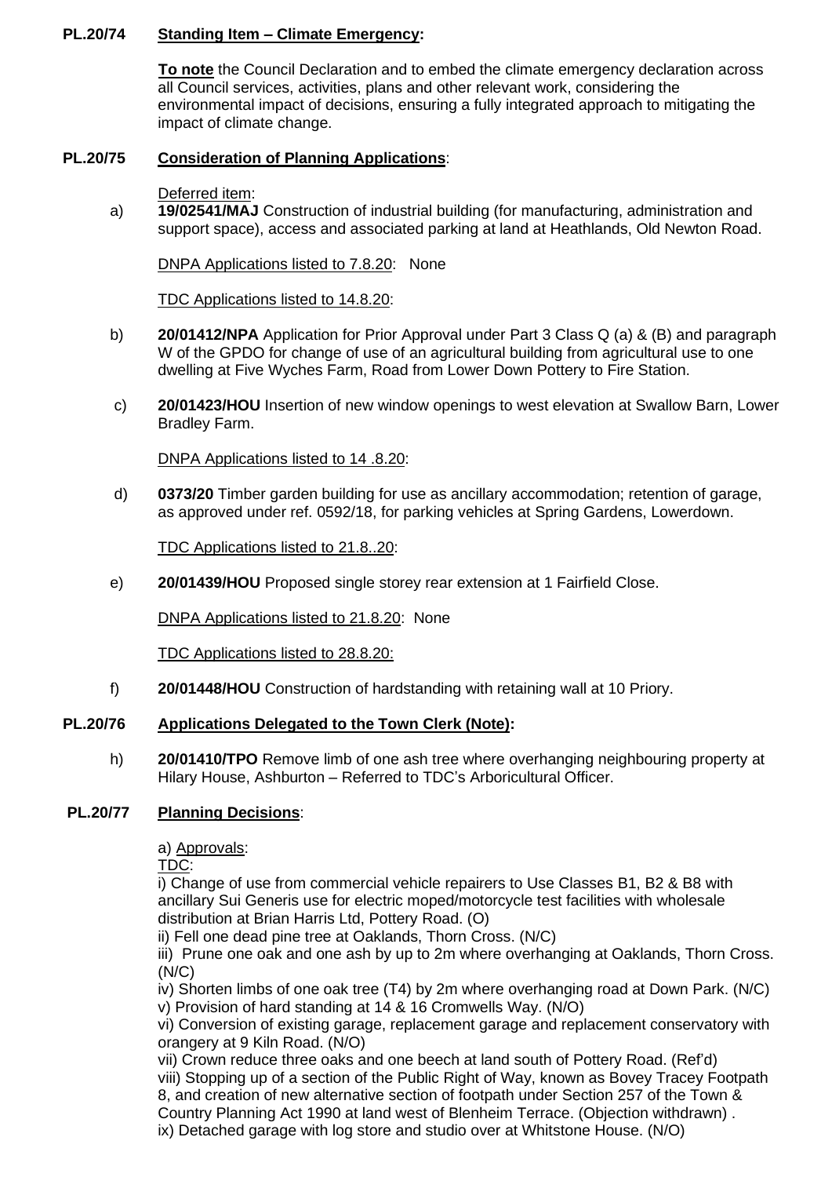**PL.20/74 Standing Item – Climate Emergency:**

**To note** the Council Declaration and to embed the climate emergency declaration across all Council services, activities, plans and other relevant work, considering the environmental impact of decisions, ensuring a fully integrated approach to mitigating the impact of climate change.

**PL.20/75 Consideration of Planning Applications:**

Deferred item:

a) **19/02541/MAJ** Construction of industrial building (for manufacturing, administration and support space), access and associated parking at land at Heathlands, Old Newton Road.

DNPA Applications listed to 7.8.20: None

TDC Applications listed to 14.8.20:

b) **20/01412/NPA** Application for Prior Approval under Part 3 Class Q (a) & (B) and paragraph W of the GPDO for change of use of an agricultural building from agricultural use to one dwelling at Five Wyches Farm, Road from Lower Down Pottery to Fire Station.

c) **20/01423/HOU** Insertion of new window openings to west elevation at Swallow Barn, Lower Bradley Farm.

DNPA Applications listed to 14 .8.20:

d) **0373/20** Timber garden building for use as ancillary accommodation; retention of garage, as approved under ref. 0592/18, for parking vehicles at Spring Gardens, Lowerdown.

TDC Applications listed to 21.8..20:

e) **20/01439/HOU** Proposed single storey rear extension at 1 Fairfield Close.

DNPA Applications listed to 21.8.20: None

TDC Applications listed to 28.8.20:

f) **20/01448/HOU** Construction of hardstanding with retaining wall at 10 Priory.

**PL.20/76 Applications Delegated to the Town Clerk (Note):**

h) **20/01410/TPO** Remove limb of one ash tree where overhanging neighbouring property at Hilary House, Ashburton – Referred to TDC's Arboricultural Officer.

**PL.20/77 Planning Decisions:**

a) Approvals:

TDC:

i) Change of use from commercial vehicle repairers to Use Classes B1, B2 & B8 with ancillary Sui Generis use for electric moped/motorcycle test facilities with wholesale distribution at Brian Harris Ltd, Pottery Road. (O)

ii) Fell one dead pine tree at Oaklands, Thorn Cross. (N/C)

iii) Prune one oak and one ash by up to 2m where overhanging at Oaklands, Thorn Cross. (N/C)

iv) Shorten limbs of one oak tree (T4) by 2m where overhanging road at Down Park. (N/C)

v) Provision of hard standing at 14 & 16 Cromwells Way. (N/O)

vi) Conversion of existing garage, replacement garage and replacement conservatory with orangery at 9 Kiln Road. (N/O)

vii) Crown reduce three oaks and one beech at land south of Pottery Road. (Ref'd)

viii) Stopping up of a section of the Public Right of Way, known as Bovey Tracey Footpath 8, and creation of new alternative section of footpath under Section 257 of the Town & Country Planning Act 1990 at land west of Blenheim Terrace. (Objection withdrawn) .

ix) Detached garage with log store and studio over at Whitstone House. (N/O)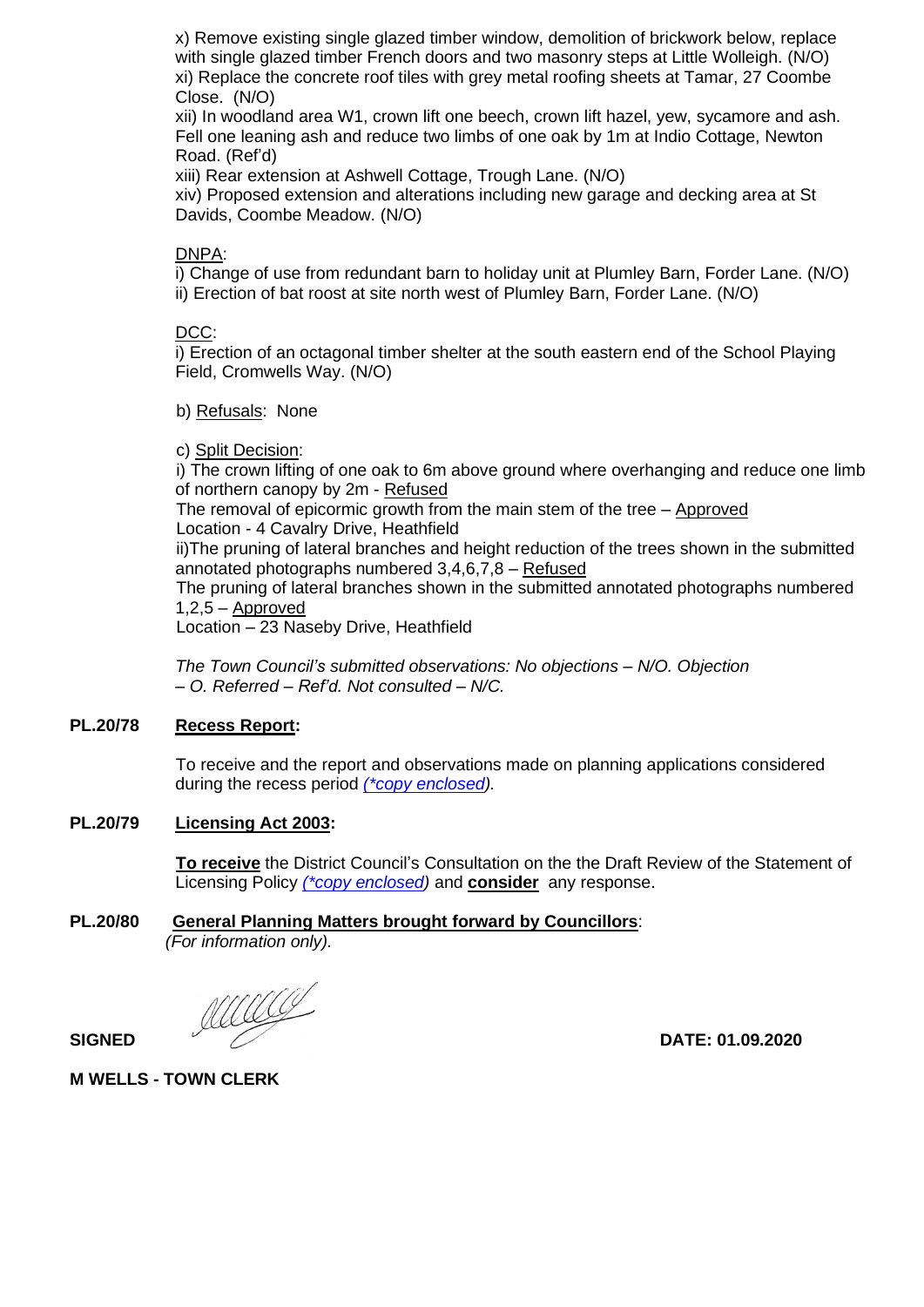x) Remove existing single glazed timber window, demolition of brickwork below, replace with single glazed timber French doors and two masonry steps at Little Wolleigh. (N/O)
xi) Replace the concrete roof tiles with grey metal roofing sheets at Tamar, 27 Coombe Close. (N/O)
xii) In woodland area W1, crown lift one beech, crown lift hazel, yew, sycamore and ash. Fell one leaning ash and reduce two limbs of one oak by 1m at Indio Cottage, Newton Road. (Ref'd)
xiii) Rear extension at Ashwell Cottage, Trough Lane. (N/O)
xiv) Proposed extension and alterations including new garage and decking area at St Davids, Coombe Meadow. (N/O)

<u>DNPA</u>:
i) Change of use from redundant barn to holiday unit at Plumley Barn, Forder Lane. (N/O)
ii) Erection of bat roost at site north west of Plumley Barn, Forder Lane. (N/O)

<u>DCC</u>:
i) Erection of an octagonal timber shelter at the south eastern end of the School Playing Field, Cromwells Way. (N/O)

b) <u>Refusals</u>: None

c) <u>Split Decision</u>:
i) The crown lifting of one oak to 6m above ground where overhanging and reduce one limb of northern canopy by 2m - <u>Refused</u>
The removal of epicormic growth from the main stem of the tree – <u>Approved</u>
Location - 4 Cavalry Drive, Heathfield
ii) The pruning of lateral branches and height reduction of the trees shown in the submitted annotated photographs numbered 3,4,6,7,8 – <u>Refused</u>
The pruning of lateral branches shown in the submitted annotated photographs numbered 1,2,5 – <u>Approved</u>
Location – 23 Naseby Drive, Heathfield

*The Town Council's submitted observations: No objections – N/O. Objection – O. Referred – Ref'd. Not consulted – N/C.*

**PL.20/78 <u>Recess Report</u>:**

To receive and the report and observations made on planning applications considered during the recess period *(*copy enclosed)*.

**PL.20/79 <u>Licensing Act 2003</u>:**

**<u>To receive</u>** the District Council's Consultation on the the Draft Review of the Statement of Licensing Policy *(*copy enclosed)* and **<u>consider</u>** any response.

**PL.20/80 <u>General Planning Matters brought forward by Councillors</u>:**
*(For information only).*

**SIGNED** **DATE: 01.09.2020**

**M WELLS - TOWN CLERK**